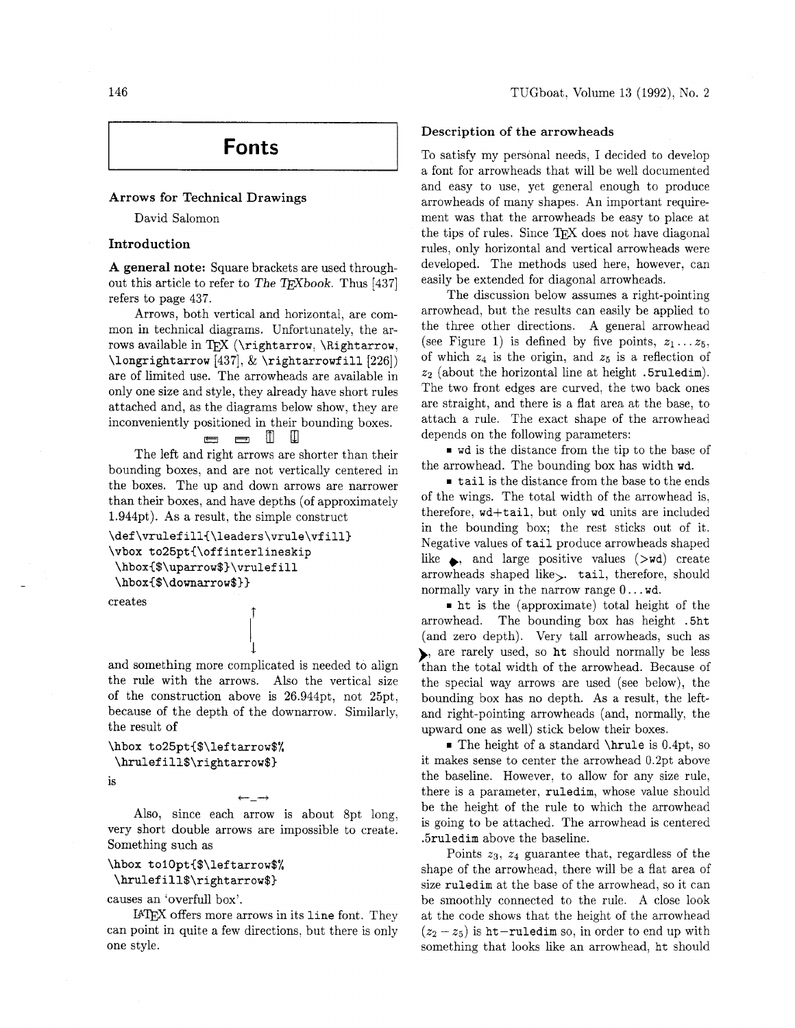# Fonts

## Arrows for Technical Drawings

David Salomon

### Introduction

**A general note:** Square brackets are used throughout this article to refer to *The TeXbook*. Thus [437] refers to page 437.

Arrows, both vertical and horizontal, are common in technical diagrams. Unfortunately, the arrows available in TeX (`\rightarrow`, `\Rightarrow`, `\longrightarrow` [437], & `\rightarrowfill` [226]) are of limited use. The arrowheads are available in only one size and style, they already have short rules attached and, as the diagrams below show, they are inconveniently positioned in their bounding boxes.

The left and right arrows are shorter than their bounding boxes, and are not vertically centered in the boxes. The up and down arrows are narrower than their boxes, and have depths (of approximately 1.944pt). As a result, the simple construct

```
\def\vrulefill{\leaders\vrule\vfill}
\vbox to25pt{\offinterlineskip
 \hbox{$\uparrow$}\vrulefill
 \hbox{$\downarrow$}}
```

creates

and something more complicated is needed to align the rule with the arrows. Also the vertical size of the construction above is 26.944pt, not 25pt, because of the depth of the downarrow. Similarly, the result of

```
\hbox to25pt{$\leftarrow$%
 \hrulefill$\rightarrow$}
```

is

Also, since each arrow is about 8pt long, very short double arrows are impossible to create. Something such as

```
\hbox to10pt{$\leftarrow$%
 \hrulefill$\rightarrow$}
```

causes an 'overfull box'.

LaTeX offers more arrows in its `line` font. They can point in quite a few directions, but there is only one style.

### Description of the arrowheads

To satisfy my personal needs, I decided to develop a font for arrowheads that will be well documented and easy to use, yet general enough to produce arrowheads of many shapes. An important requirement was that the arrowheads be easy to place at the tips of rules. Since TeX does not have diagonal rules, only horizontal and vertical arrowheads were developed. The methods used here, however, can easily be extended for diagonal arrowheads.

The discussion below assumes a right-pointing arrowhead, but the results can easily be applied to the three other directions. A general arrowhead (see Figure 1) is defined by five points, $z_1 \ldots z_5$, of which $z_4$ is the origin, and $z_5$ is a reflection of $z_2$ (about the horizontal line at height `.5ruledim`). The two front edges are curved, the two back ones are straight, and there is a flat area at the base, to attach a rule. The exact shape of the arrowhead depends on the following parameters:

- `wd` is the distance from the tip to the base of the arrowhead. The bounding box has width `wd`.
- `tail` is the distance from the base to the ends of the wings. The total width of the arrowhead is, therefore, `wd`+`tail`, but only `wd` units are included in the bounding box; the rest sticks out of it. Negative values of `tail` produce arrowheads shaped like ◆, and large positive values (>`wd`) create arrowheads shaped like ⋗. `tail`, therefore, should normally vary in the narrow range 0...`wd`.
- `ht` is the (approximate) total height of the arrowhead. The bounding box has height `.5ht` (and zero depth). Very tall arrowheads, such as ⯈, are rarely used, so `ht` should normally be less than the total width of the arrowhead. Because of the special way arrows are used (see below), the bounding box has no depth. As a result, the left- and right-pointing arrowheads (and, normally, the upward one as well) stick below their boxes.
- The height of a standard `\hrule` is 0.4pt, so it makes sense to center the arrowhead 0.2pt above the baseline. However, to allow for any size rule, there is a parameter, `ruledim`, whose value should be the height of the rule to which the arrowhead is going to be attached. The arrowhead is centered `.5ruledim` above the baseline.

Points $z_3$, $z_4$ guarantee that, regardless of the shape of the arrowhead, there will be a flat area of size `ruledim` at the base of the arrowhead, so it can be smoothly connected to the rule. A close look at the code shows that the height of the arrowhead ($z_2 - z_5$) is `ht`−`ruledim` so, in order to end up with something that looks like an arrowhead, `ht` should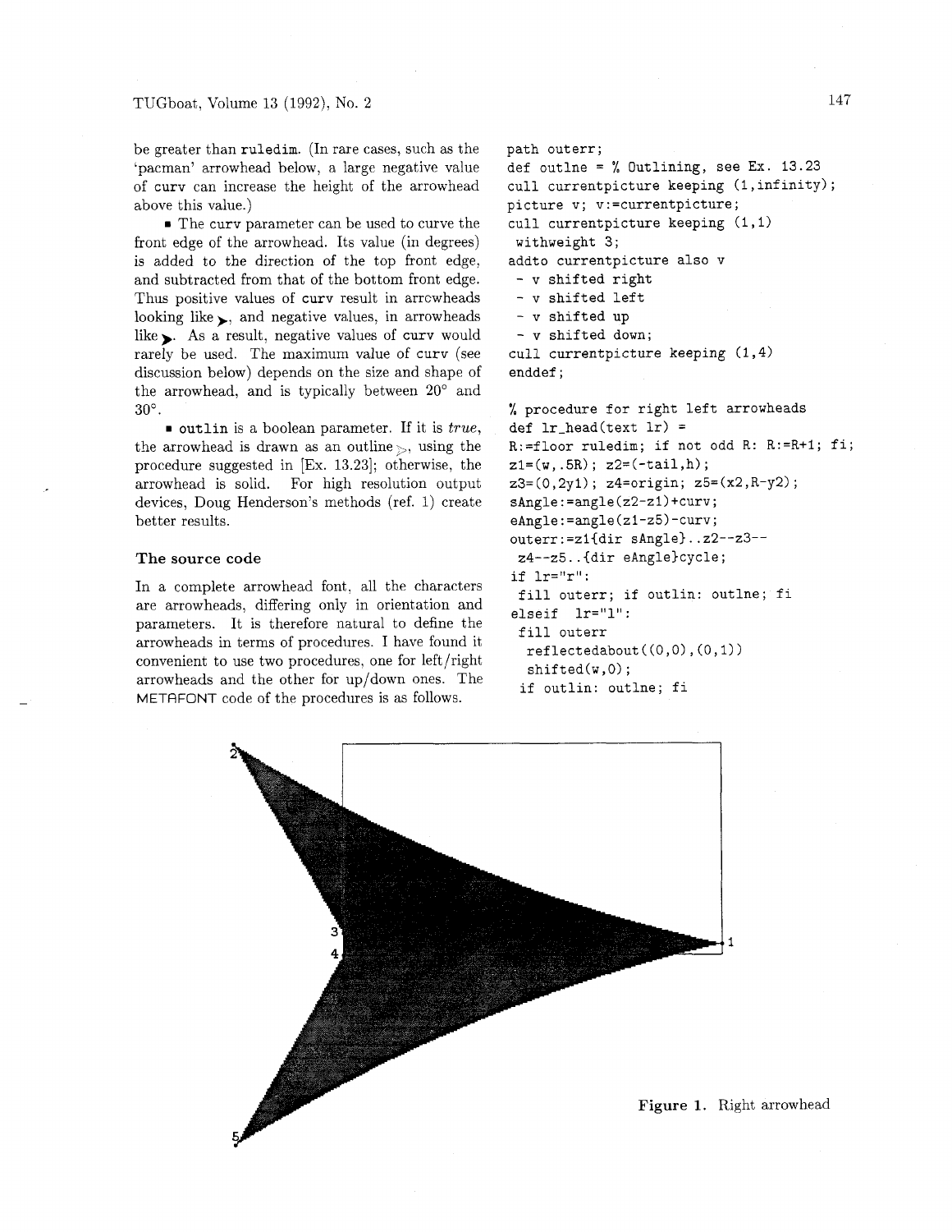be greater than ruledim. (In rare cases, such as the 'pacman' arrowhead below, a large negative value of curv can increase the height of the arrowhead above this value.)

- The curv parameter can be used to curve the front edge of the arrowhead. Its value (in degrees) is added to the direction of the top front edge, and subtracted from that of the bottom front edge. Thus positive values of curv result in arrowheads looking like ➤, and negative values, in arrowheads like ➤. As a result, negative values of curv would rarely be used. The maximum value of curv (see discussion below) depends on the size and shape of the arrowhead, and is typically between 20° and 30°.
- outlin is a boolean parameter. If it is *true*, the arrowhead is drawn as an outline ▷, using the procedure suggested in [Ex. 13.23]; otherwise, the arrowhead is solid. For high resolution output devices, Doug Henderson's methods (ref. 1) create better results.

### The source code

In a complete arrowhead font, all the characters are arrowheads, differing only in orientation and parameters. It is therefore natural to define the arrowheads in terms of procedures. I have found it convenient to use two procedures, one for left/right arrowheads and the other for up/down ones. The METAFONT code of the procedures is as follows.

```
path outerr;
def outlne = % Outlining, see Ex. 13.23
cull currentpicture keeping (1,infinity);
picture v; v:=currentpicture;
cull currentpicture keeping (1,1)
 withweight 3;
addto currentpicture also v
 - v shifted right
 - v shifted left
 - v shifted up
 - v shifted down;
cull currentpicture keeping (1,4)
enddef;

% procedure for right left arrowheads
def lr_head(text lr) =
R:=floor ruledim; if not odd R: R:=R+1; fi;
z1=(w,.5R); z2=(-tail,h);
z3=(0,2y1); z4=origin; z5=(x2,R-y2);
sAngle:=angle(z2-z1)+curv;
eAngle:=angle(z1-z5)-curv;
outerr:=z1{dir sAngle}..z2--z3--
 z4--z5..{dir eAngle}cycle;
if lr="r":
 fill outerr; if outlin: outlne; fi
elseif  lr="l":
 fill outerr
  reflectedabout((0,0),(0,1))
  shifted(w,0);
 if outlin: outlne; fi
```

**Figure 1.** Right arrowhead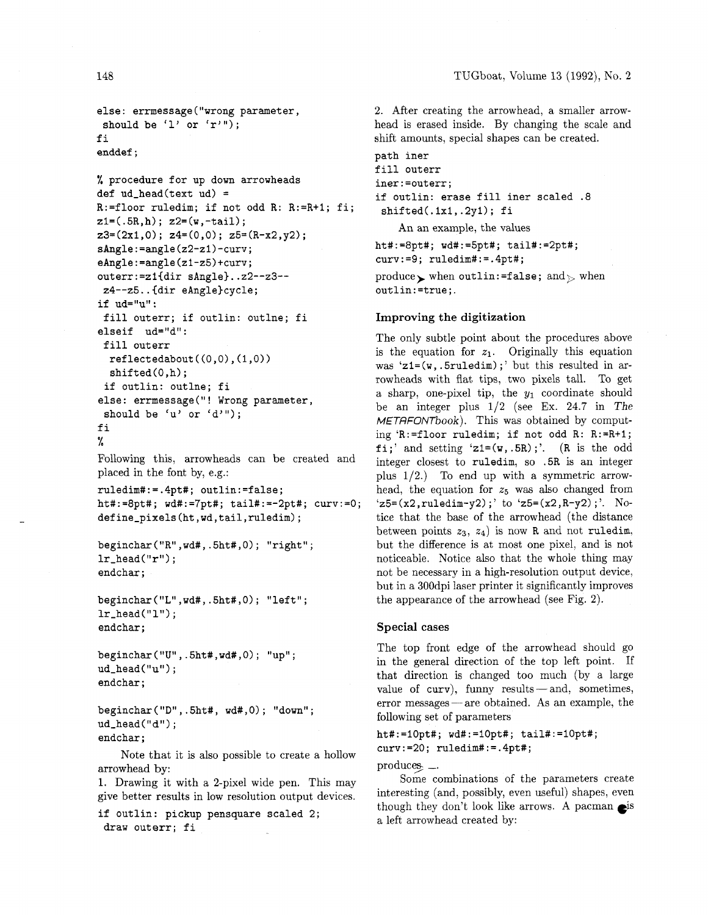```
else: errmessage("wrong parameter,
 should be 'l' or 'r'");
fi
enddef;

% procedure for up down arrowheads
def ud_head(text ud) =
R:=floor ruledim; if not odd R: R:=R+1; fi;
z1=(.5R,h); z2=(w,-tail);
z3=(2x1,0); z4=(0,0); z5=(R-x2,y2);
sAngle:=angle(z2-z1)-curv;
eAngle:=angle(z1-z5)+curv;
outerr:=z1{dir sAngle}..z2--z3--
 z4--z5..{dir eAngle}cycle;
if ud="u":
 fill outerr; if outlin: outlne; fi
elseif  ud="d":
 fill outerr
  reflectedabout((0,0),(1,0))
  shifted(0,h);
 if outlin: outlne; fi
else: errmessage("! Wrong parameter,
 should be 'u' or 'd'");
fi
%
```

Following this, arrowheads can be created and placed in the font by, e.g.:

```
ruledim#:=.4pt#; outlin:=false;
ht#:=8pt#; wd#:=7pt#; tail#:=-2pt#; curv:=0;
define_pixels(ht,wd,tail,ruledim);

beginchar("R",wd#,.5ht#,0); "right";
lr_head("r");
endchar;

beginchar("L",wd#,.5ht#,0); "left";
lr_head("l");
endchar;

beginchar("U",.5ht#,wd#,0); "up";
ud_head("u");
endchar;

beginchar("D",.5ht#, wd#,0); "down";
ud_head("d");
endchar;
```

Note that it is also possible to create a hollow arrowhead by:

1. Drawing it with a 2-pixel wide pen. This may give better results in low resolution output devices.

```
if outlin: pickup pensquare scaled 2;
 draw outerr; fi
```

2. After creating the arrowhead, a smaller arrowhead is erased inside. By changing the scale and shift amounts, special shapes can be created.

```
path iner
fill outerr
iner:=outerr;
if outlin: erase fill iner scaled .8
 shifted(.1x1,.2y1); fi
```

An an example, the values

```
ht#:=8pt#; wd#:=5pt#; tail#:=2pt#;
curv:=9; ruledim#:=.4pt#;
```

produce ➤ when `outlin:=false;` and ▷ when `outlin:=true;`.

## Improving the digitization

The only subtle point about the procedures above is the equation for $z_1$. Originally this equation was '`z1=(w,.5ruledim);`' but this resulted in arrowheads with flat tips, two pixels tall. To get a sharp, one-pixel tip, the $y_1$ coordinate should be an integer plus 1/2 (see Ex. 24.7 in *The METAFONTbook*). This was obtained by computing '`R:=floor ruledim; if not odd R: R:=R+1; fi;`' and setting '`z1=(w,.5R);`'. (R is the odd integer closest to `ruledim`, so `.5R` is an integer plus 1/2.) To end up with a symmetric arrowhead, the equation for $z_5$ was also changed from '`z5=(x2,ruledim-y2);`' to '`z5=(x2,R-y2);`'. Notice that the base of the arrowhead (the distance between points $z_3$, $z_4$) is now `R` and not `ruledim`, but the difference is at most one pixel, and is not noticeable. Notice also that the whole thing may not be necessary in a high-resolution output device, but in a 300dpi laser printer it significantly improves the appearance of the arrowhead (see Fig. 2).

## Special cases

The top front edge of the arrowhead should go in the general direction of the top left point. If that direction is changed too much (by a large value of `curv`), funny results — and, sometimes, error messages — are obtained. As an example, the following set of parameters

```
ht#:=10pt#; wd#:=10pt#; tail#:=10pt#;
curv:=20; ruledim#:=.4pt#;
```

produces —.

Some combinations of the parameters create interesting (and, possibly, even useful) shapes, even though they don't look like arrows. A pacman ● is a left arrowhead created by: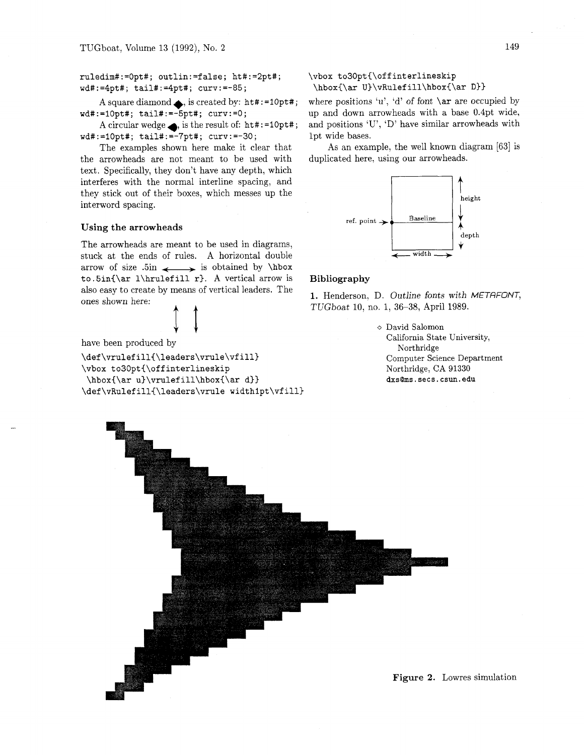```
ruledim#:=0pt#; outlin:=false; ht#:=2pt#;
wd#:=4pt#; tail#:=4pt#; curv:=-85;
```

A square diamond, is created by: `ht#:=10pt#; wd#:=10pt#; tail#:=-5pt#; curv:=0;`

A circular wedge, is the result of: `ht#:=10pt#; wd#:=10pt#; tail#:=-7pt#; curv:=-30;`

The examples shown here make it clear that the arrowheads are not meant to be used with text. Specifically, they don't have any depth, which interferes with the normal interline spacing, and they stick out of their boxes, which messes up the interword spacing.

### Using the arrowheads

The arrowheads are meant to be used in diagrams, stuck at the ends of rules. A horizontal double arrow of size .5in is obtained by `\hbox to.5in{\ar l\hrulefill r}`. A vertical arrow is also easy to create by means of vertical leaders. The ones shown here:

have been produced by

```
\def\vrulefill{\leaders\vrule\vfill}
\vbox to30pt{\offinterlineskip
 \hbox{\ar u}\vrulefill\hbox{\ar d}}
\def\vRulefill{\leaders\vrule width1pt\vfill}
\vbox to30pt{\offinterlineskip
 \hbox{\ar U}\vRulefill\hbox{\ar D}}
```

where positions 'u', 'd' of font `\ar` are occupied by up and down arrowheads with a base 0.4pt wide, and positions 'U', 'D' have similar arrowheads with 1pt wide bases.

As an example, the well known diagram [63] is duplicated here, using our arrowheads.

height

ref. point

Baseline

depth

width

### Bibliography

**1.** Henderson, D. *Outline fonts with METAFONT*, *TUGboat* 10, no. 1, 36–38, April 1989.

◇ David Salomon
California State University, Northridge
Computer Science Department
Northridge, CA 91330
**dxs@ms.secs.csun.edu**

**Figure 2.** Lowres simulation